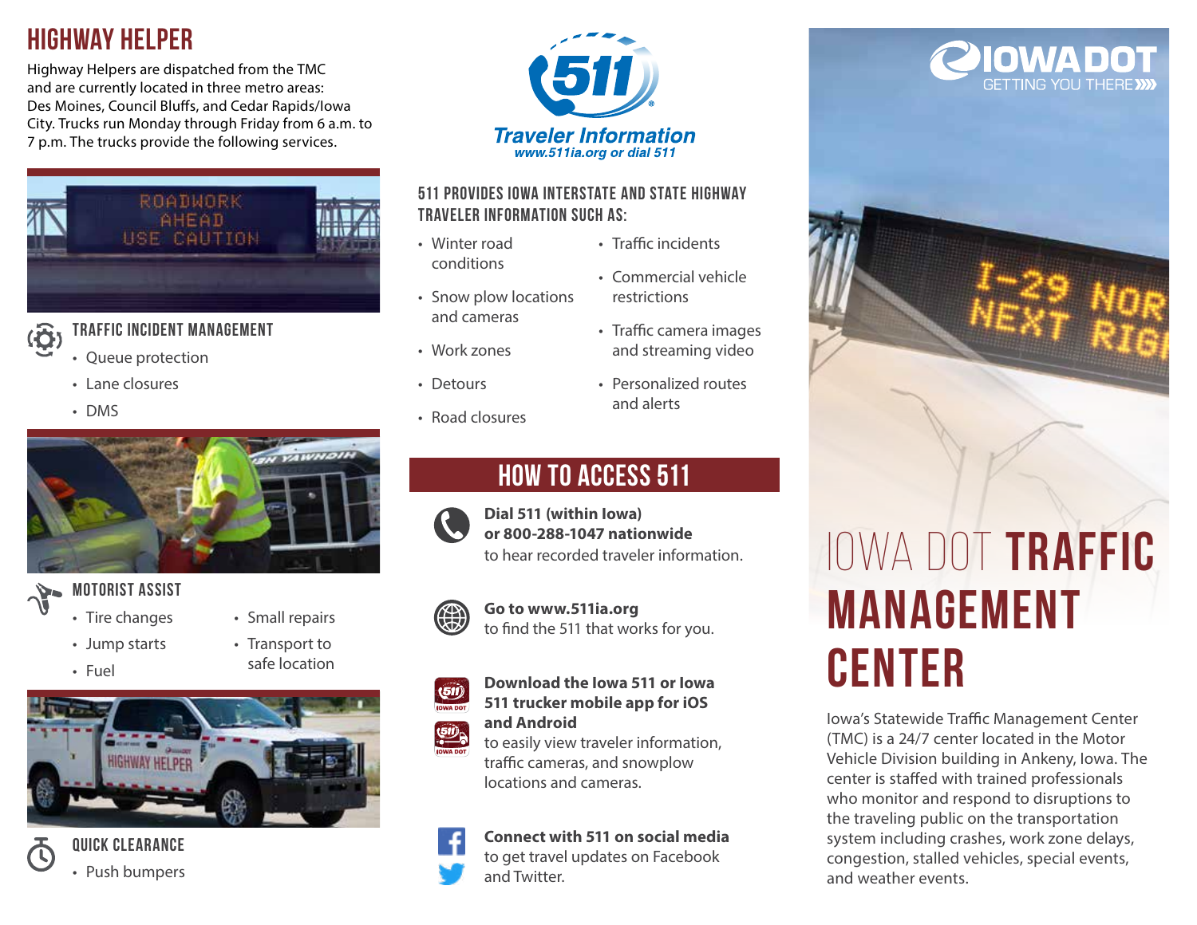# IOWA DOT TRAFFIC MANAGEMENT CENTER

Iowa's Statewide Traffic Management Center (TMC) is a 24/7 center located in the Motor Vehicle Division building in Ankeny, Iowa. The center is staffed with trained professionals who monitor and respond to disruptions to the traveling public on the transportation system including crashes, work zone delays, congestion, stalled vehicles, special events, and weather events.

## HIGHWAY HELPER

Highway Helpers are dispatched from the TMC and are currently located in three metro areas: Des Moines, Council Bluffs, and Cedar Rapids/Iowa City. Trucks run Monday through Friday from 6 a.m. to 7 p.m. The trucks provide the following services.

### TRAFFIC INCIDENT MANAGEMENT

- Queue protection
- Lane closures
- DMS

### MOTORIST ASSIST

- Tire changes
- Jump starts
- Fuel
- Small repairs
- Transport to safe location

### QUICK CLEARANCE

- Push bumpers

## 511 Traveler Information

www.511ia.org or dial 511

### 511 PROVIDES IOWA INTERSTATE AND STATE HIGHWAY TRAVELER INFORMATION SUCH AS:

- Winter road conditions
- Snow plow locations and cameras
- Work zones
- Detours
- Road closures
- Traffic incidents
- Commercial vehicle restrictions
- Traffic camera images and streaming video
- Personalized routes and alerts

## HOW TO ACCESS 511

**Dial 511 (within Iowa) or 800-288-1047 nationwide** to hear recorded traveler information.

**Go to www.511ia.org** to find the 511 that works for you.

**Download the Iowa 511 or Iowa 511 trucker mobile app for iOS and Android** to easily view traveler information, traffic cameras, and snowplow locations and cameras.

**Connect with 511 on social media** to get travel updates on Facebook and Twitter.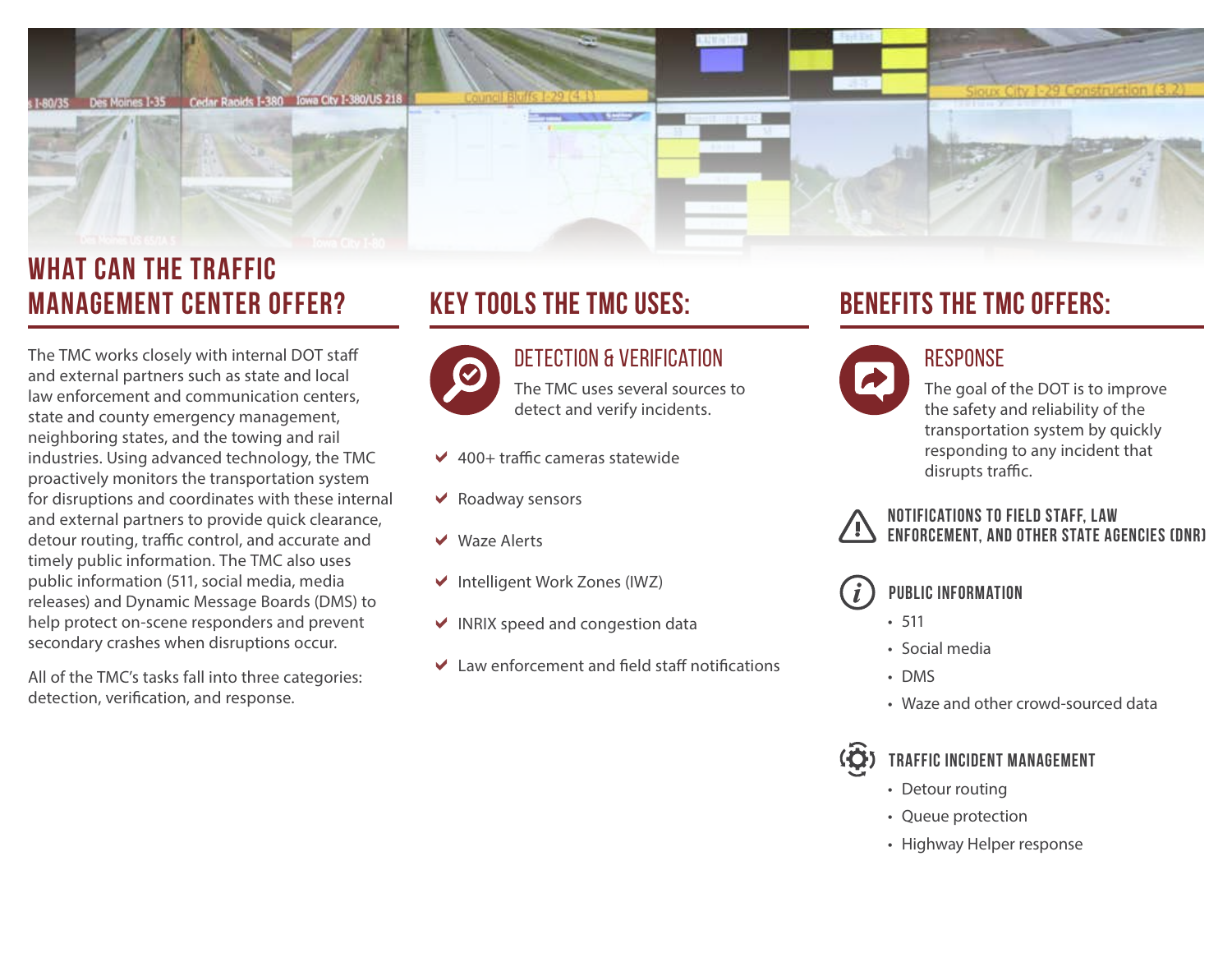## WHAT CAN THE TRAFFIC MANAGEMENT CENTER OFFER?

The TMC works closely with internal DOT staff and external partners such as state and local law enforcement and communication centers, state and county emergency management, neighboring states, and the towing and rail industries. Using advanced technology, the TMC proactively monitors the transportation system for disruptions and coordinates with these internal and external partners to provide quick clearance, detour routing, traffic control, and accurate and timely public information. The TMC also uses public information (511, social media, media releases) and Dynamic Message Boards (DMS) to help protect on-scene responders and prevent secondary crashes when disruptions occur.

All of the TMC's tasks fall into three categories: detection, verification, and response.

## KEY TOOLS THE TMC USES:

### DETECTION & VERIFICATION

The TMC uses several sources to detect and verify incidents.

- 400+ traffic cameras statewide
- Roadway sensors
- Waze Alerts
- Intelligent Work Zones (IWZ)
- INRIX speed and congestion data
- Law enforcement and field staff notifications

## BENEFITS THE TMC OFFERS:

### RESPONSE

The goal of the DOT is to improve the safety and reliability of the transportation system by quickly responding to any incident that disrupts traffic.

#### NOTIFICATIONS TO FIELD STAFF, LAW ENFORCEMENT, AND OTHER STATE AGENCIES (DNR)

#### PUBLIC INFORMATION

- 511
- Social media
- DMS
- Waze and other crowd-sourced data

#### TRAFFIC INCIDENT MANAGEMENT

- Detour routing
- Queue protection
- Highway Helper response